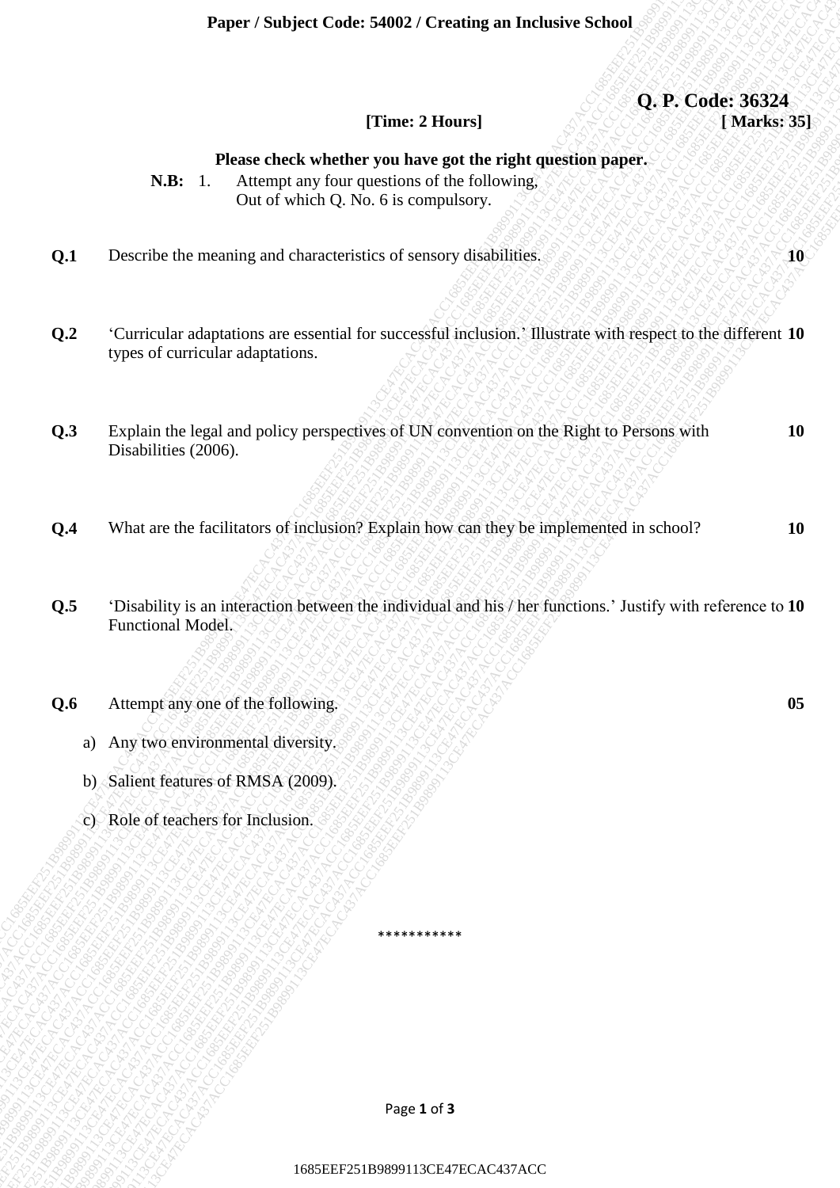**Paper / Subject Code: 54002 / Creating an Inclusive School**

**Q. P. Code: 36324**

**[Time: 2 Hours]** **[ Marks: 35]**

**Please check whether you have got the right question paper.**

**N.B:** 1. Attempt any four questions of the following, Out of which Q. No. 6 is compulsory.

**Q.1** Describe the meaning and characteristics of sensory disabilities. **10**

**Q.2** 'Curricular adaptations are essential for successful inclusion.' Illustrate with respect to the different types of curricular adaptations. **10**

**Q.3** Explain the legal and policy perspectives of UN convention on the Right to Persons with Disabilities (2006). **10**

**Q.4** What are the facilitators of inclusion? Explain how can they be implemented in school? **10**

**Q.5** 'Disability is an interaction between the individual and his / her functions.' Justify with reference to Functional Model. **10**

**Q.6** Attempt any one of the following. **05**

a) Any two environmental diversity.

b) Salient features of RMSA (2009).

c) Role of teachers for Inclusion.

***********

1685EEF251B9899113CE47ECAC437ACC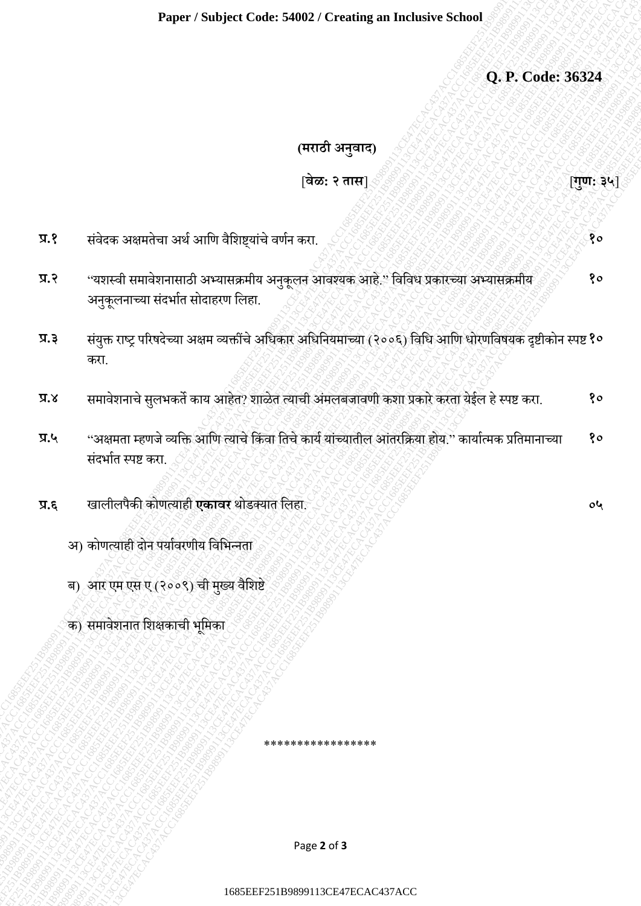Paper / Subject Code: 54002 / Creating an Inclusive School

**Q. P. Code: 36324**

**(मराठी अनुवाद)**

[**वेळ: २ तास**] [**गुण: ३५**]

**प्र.१** संवेदक अक्षमतेचा अर्थ आणि वैशिष्ट्यांचे वर्णन करा. **१०**

**प्र.२** "यशस्वी समावेशनासाठी अभ्यासक्रमीय अनुकूलन आवश्यक आहे." विविध प्रकारच्या अभ्यासक्रमीय अनुकूलनाच्या संदर्भात सोदाहरण लिहा. **१०**

**प्र.३** संयुक्त राष्ट्र परिषदेच्या अक्षम व्यक्तींचे अधिकार अधिनियमाच्या (२००६) विधि आणि धोरणविषयक दृष्टीकोन स्पष्ट करा. **१०**

**प्र.४** समावेशनाचे सुलभकर्ते काय आहेत? शाळेत त्याची अंमलबजावणी कशा प्रकारे करता येईल हे स्पष्ट करा. **१०**

**प्र.५** "अक्षमता म्हणजे व्यक्ति आणि त्याचे किंवा तिचे कार्य यांच्यातील आंतरक्रिया होय." कार्यात्मक प्रतिमानाच्या संदर्भात स्पष्ट करा. **१०**

**प्र.६** खालीलपैकी कोणत्याही **एकावर** थोडक्यात लिहा. **०५**

अ) कोणत्याही दोन पर्यावरणीय विभिन्नता

ब) आर एम एस ए (२००९) ची मुख्य वैशिष्टे

क) समावेशनात शिक्षकाची भूमिका

\*\*\*\*\*\*\*\*\*\*\*\*\*\*\*\*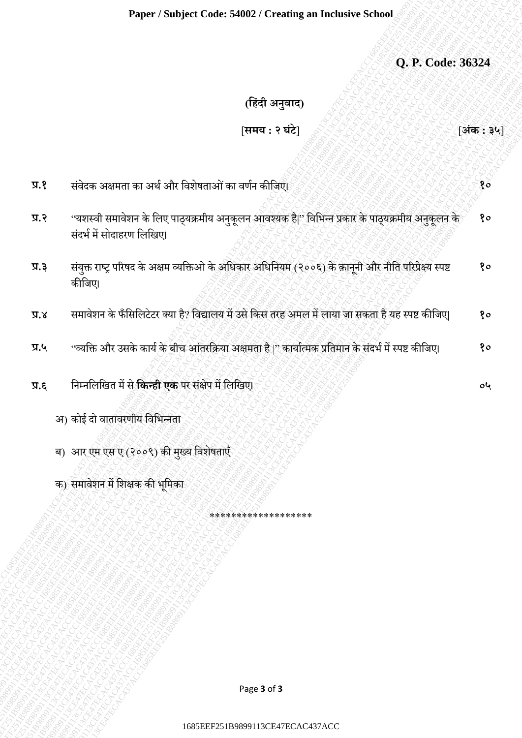Paper / Subject Code: 54002 / Creating an Inclusive School

**Q. P. Code: 36324**

**(हिंदी अनुवाद)**

[**समय : २ घंटे**] [**अंक : ३५**]

| | | |
|---|---|---|
| **प्र.१** | संवेदक अक्षमता का अर्थ और विशेषताओं का वर्णन कीजिए। | १० |
| **प्र.२** | "यशस्वी समावेशन के लिए पाठ्यक्रमीय अनुकूलन आवश्यक है।" विभिन्न प्रकार के पाठ्यक्रमीय अनुकूलन के संदर्भ में सोदाहरण लिखिए। | १० |
| **प्र.३** | संयुक्त राष्ट्र परिषद के अक्षम व्यक्तिओ के अधिकार अधिनियम (२००६) के क़ानूनी और नीति परिप्रेक्ष्य स्पष्ट कीजिए। | १० |
| **प्र.४** | समावेशन के फँसिलिटेटर क्या है? विद्यालय में उसे किस तरह अमल में लाया जा सकता है यह स्पष्ट कीजिए। | १० |
| **प्र.५** | "व्यक्ति और उसके कार्य के बीच आंतरक्रिया अक्षमता है।" कार्यात्मक प्रतिमान के संदर्भ में स्पष्ट कीजिए। | १० |
| **प्र.६** | निम्नलिखित में से **किन्ही एक** पर संक्षेप में लिखिए। | ०५ |

अ) कोई दो वातावरणीय विभिन्नता

ब) आर एम एस ए (२००९) की मुख्य विशेषताएँ

क) समावेशन में शिक्षक की भूमिका

******************